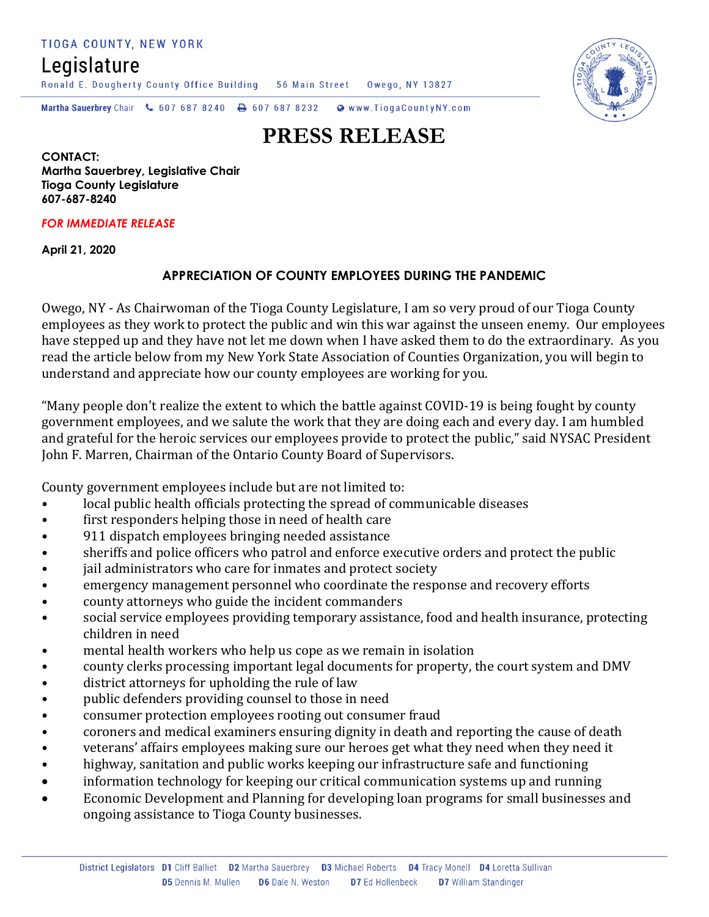TIOGA COUNTY, NEW YORK

# Legislature

Ronald E. Dougherty County Office Building 56 Main Street Owego, NY 13827

**Martha Sauerbrey** Chair 607 687 8240 607 687 8232 www.TiogaCountyNY.com

# PRESS RELEASE

**CONTACT:**
**Martha Sauerbrey, Legislative Chair**
**Tioga County Legislature**
**607-687-8240**

***FOR IMMEDIATE RELEASE***

**April 21, 2020**

## APPRECIATION OF COUNTY EMPLOYEES DURING THE PANDEMIC

Owego, NY - As Chairwoman of the Tioga County Legislature, I am so very proud of our Tioga County employees as they work to protect the public and win this war against the unseen enemy. Our employees have stepped up and they have not let me down when I have asked them to do the extraordinary. As you read the article below from my New York State Association of Counties Organization, you will begin to understand and appreciate how our county employees are working for you.

"Many people don't realize the extent to which the battle against COVID-19 is being fought by county government employees, and we salute the work that they are doing each and every day. I am humbled and grateful for the heroic services our employees provide to protect the public," said NYSAC President John F. Marren, Chairman of the Ontario County Board of Supervisors.

County government employees include but are not limited to:

- local public health officials protecting the spread of communicable diseases
- first responders helping those in need of health care
- 911 dispatch employees bringing needed assistance
- sheriffs and police officers who patrol and enforce executive orders and protect the public
- jail administrators who care for inmates and protect society
- emergency management personnel who coordinate the response and recovery efforts
- county attorneys who guide the incident commanders
- social service employees providing temporary assistance, food and health insurance, protecting children in need
- mental health workers who help us cope as we remain in isolation
- county clerks processing important legal documents for property, the court system and DMV
- district attorneys for upholding the rule of law
- public defenders providing counsel to those in need
- consumer protection employees rooting out consumer fraud
- coroners and medical examiners ensuring dignity in death and reporting the cause of death
- veterans' affairs employees making sure our heroes get what they need when they need it
- highway, sanitation and public works keeping our infrastructure safe and functioning
- information technology for keeping our critical communication systems up and running
- Economic Development and Planning for developing loan programs for small businesses and ongoing assistance to Tioga County businesses.

District Legislators **D1** Cliff Balliet **D2** Martha Sauerbrey **D3** Michael Roberts **D4** Tracy Monell **D4** Loretta Sullivan **D5** Dennis M. Mullen **D6** Dale N. Weston **D7** Ed Hollenbeck **D7** William Standinger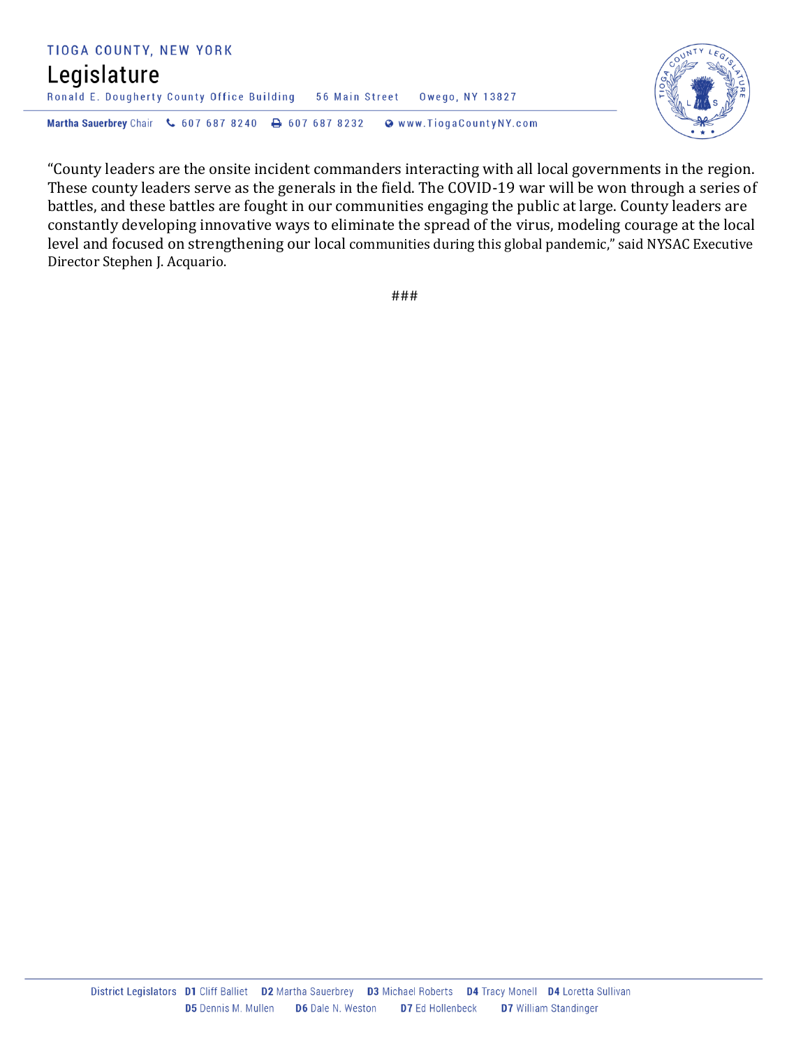"County leaders are the onsite incident commanders interacting with all local governments in the region. These county leaders serve as the generals in the field. The COVID-19 war will be won through a series of battles, and these battles are fought in our communities engaging the public at large. County leaders are constantly developing innovative ways to eliminate the spread of the virus, modeling courage at the local level and focused on strengthening our local communities during this global pandemic," said NYSAC Executive Director Stephen J. Acquario.

###